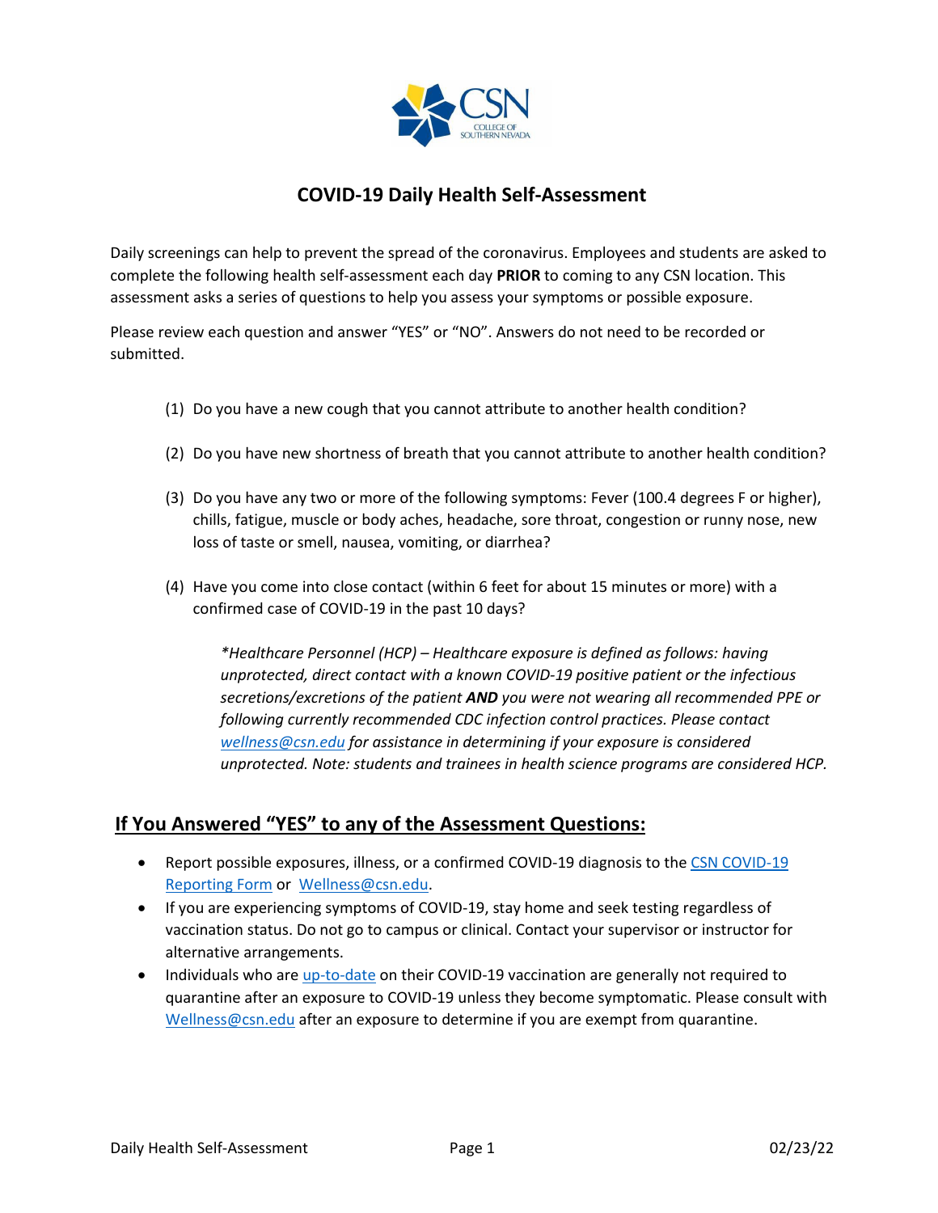# COVID-19 Daily Health Self-Assessment

Daily screenings can help to prevent the spread of the coronavirus. Employees and students are asked to complete the following health self-assessment each day **PRIOR** to coming to any CSN location. This assessment asks a series of questions to help you assess your symptoms or possible exposure.

Please review each question and answer "YES" or "NO". Answers do not need to be recorded or submitted.

(1) Do you have a new cough that you cannot attribute to another health condition?

(2) Do you have new shortness of breath that you cannot attribute to another health condition?

(3) Do you have any two or more of the following symptoms: Fever (100.4 degrees F or higher), chills, fatigue, muscle or body aches, headache, sore throat, congestion or runny nose, new loss of taste or smell, nausea, vomiting, or diarrhea?

(4) Have you come into close contact (within 6 feet for about 15 minutes or more) with a confirmed case of COVID-19 in the past 10 days?

> **Healthcare Personnel (HCP) – Healthcare exposure is defined as follows: having unprotected, direct contact with a known COVID-19 positive patient or the infectious secretions/excretions of the patient* ***AND*** *you were not wearing all recommended PPE or following currently recommended CDC infection control practices. Please contact [wellness@csn.edu](mailto:wellness@csn.edu) for assistance in determining if your exposure is considered unprotected. Note: students and trainees in health science programs are considered HCP.*

## If You Answered "YES" to any of the Assessment Questions:

- Report possible exposures, illness, or a confirmed COVID-19 diagnosis to the CSN COVID-19 Reporting Form or Wellness@csn.edu.
- If you are experiencing symptoms of COVID-19, stay home and seek testing regardless of vaccination status. Do not go to campus or clinical. Contact your supervisor or instructor for alternative arrangements.
- Individuals who are up-to-date on their COVID-19 vaccination are generally not required to quarantine after an exposure to COVID-19 unless they become symptomatic. Please consult with Wellness@csn.edu after an exposure to determine if you are exempt from quarantine.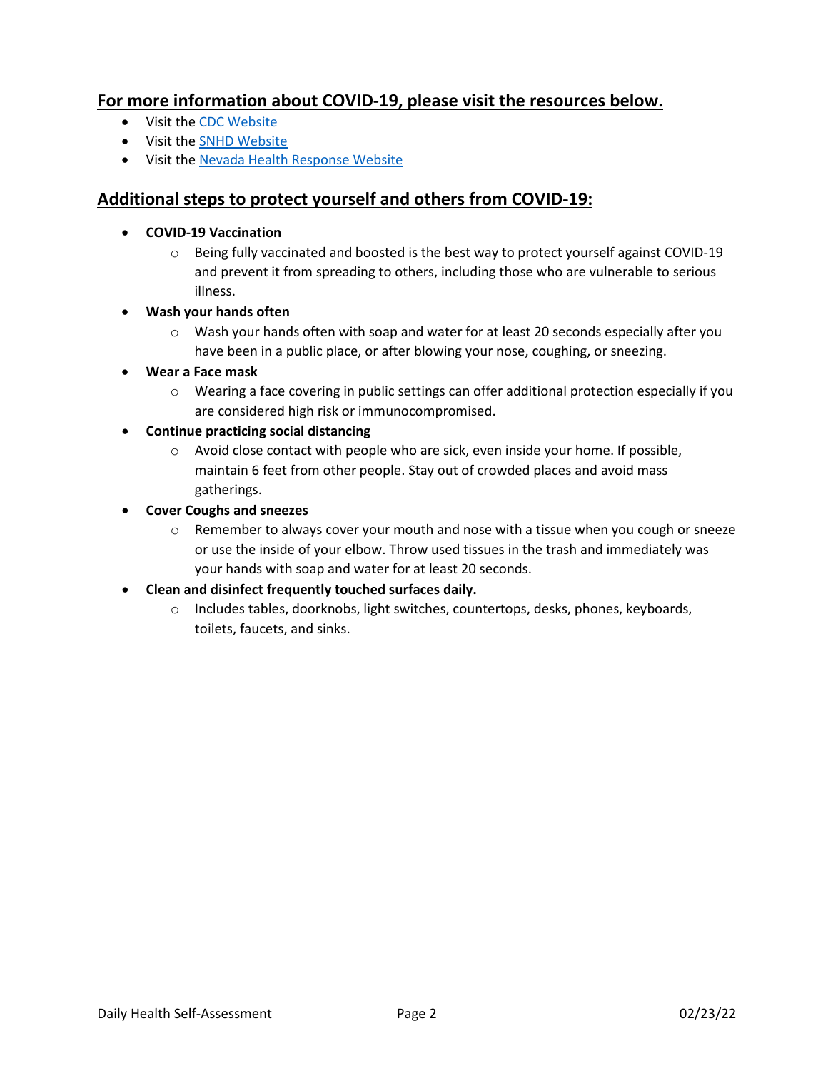## For more information about COVID-19, please visit the resources below.

- Visit the CDC Website
- Visit the SNHD Website
- Visit the Nevada Health Response Website

## Additional steps to protect yourself and others from COVID-19:

- **COVID-19 Vaccination**
  - Being fully vaccinated and boosted is the best way to protect yourself against COVID-19 and prevent it from spreading to others, including those who are vulnerable to serious illness.
- **Wash your hands often**
  - Wash your hands often with soap and water for at least 20 seconds especially after you have been in a public place, or after blowing your nose, coughing, or sneezing.
- **Wear a Face mask**
  - Wearing a face covering in public settings can offer additional protection especially if you are considered high risk or immunocompromised.
- **Continue practicing social distancing**
  - Avoid close contact with people who are sick, even inside your home. If possible, maintain 6 feet from other people. Stay out of crowded places and avoid mass gatherings.
- **Cover Coughs and sneezes**
  - Remember to always cover your mouth and nose with a tissue when you cough or sneeze or use the inside of your elbow. Throw used tissues in the trash and immediately was your hands with soap and water for at least 20 seconds.
- **Clean and disinfect frequently touched surfaces daily.**
  - Includes tables, doorknobs, light switches, countertops, desks, phones, keyboards, toilets, faucets, and sinks.